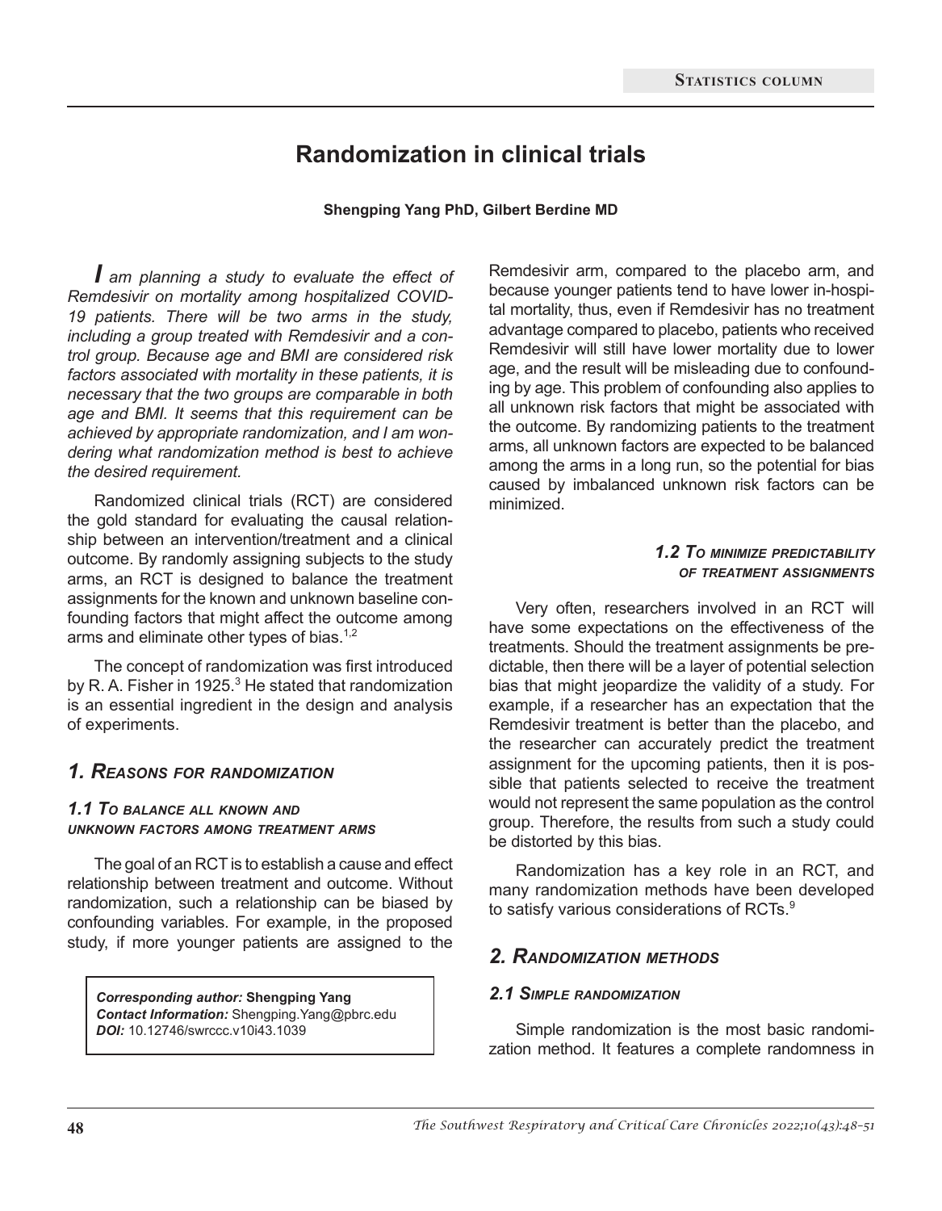# Randomization in clinical trials

**Shengping Yang PhD, Gilbert Berdine MD**

*I am planning a study to evaluate the effect of Remdesivir on mortality among hospitalized COVID-19 patients. There will be two arms in the study, including a group treated with Remdesivir and a control group. Because age and BMI are considered risk factors associated with mortality in these patients, it is necessary that the two groups are comparable in both age and BMI. It seems that this requirement can be achieved by appropriate randomization, and I am wondering what randomization method is best to achieve the desired requirement.*

Randomized clinical trials (RCT) are considered the gold standard for evaluating the causal relationship between an intervention/treatment and a clinical outcome. By randomly assigning subjects to the study arms, an RCT is designed to balance the treatment assignments for the known and unknown baseline confounding factors that might affect the outcome among arms and eliminate other types of bias.[1,2]

The concept of randomization was first introduced by R. A. Fisher in 1925.[3] He stated that randomization is an essential ingredient in the design and analysis of experiments.

## 1. Reasons for randomization

### 1.1 To balance all known and unknown factors among treatment arms

The goal of an RCT is to establish a cause and effect relationship between treatment and outcome. Without randomization, such a relationship can be biased by confounding variables. For example, in the proposed study, if more younger patients are assigned to the Remdesivir arm, compared to the placebo arm, and because younger patients tend to have lower in-hospital mortality, thus, even if Remdesivir has no treatment advantage compared to placebo, patients who received Remdesivir will still have lower mortality due to lower age, and the result will be misleading due to confounding by age. This problem of confounding also applies to all unknown risk factors that might be associated with the outcome. By randomizing patients to the treatment arms, all unknown factors are expected to be balanced among the arms in a long run, so the potential for bias caused by imbalanced unknown risk factors can be minimized.

### 1.2 To minimize predictability of treatment assignments

Very often, researchers involved in an RCT will have some expectations on the effectiveness of the treatments. Should the treatment assignments be predictable, then there will be a layer of potential selection bias that might jeopardize the validity of a study. For example, if a researcher has an expectation that the Remdesivir treatment is better than the placebo, and the researcher can accurately predict the treatment assignment for the upcoming patients, then it is possible that patients selected to receive the treatment would not represent the same population as the control group. Therefore, the results from such a study could be distorted by this bias.

Randomization has a key role in an RCT, and many randomization methods have been developed to satisfy various considerations of RCTs.[9]

## 2. Randomization methods

### 2.1 Simple randomization

Simple randomization is the most basic randomization method. It features a complete randomness in

*Corresponding author:* **Shengping Yang**
*Contact Information:* Shengping.Yang@pbrc.edu
*DOI:* 10.12746/swrccc.v10i43.1039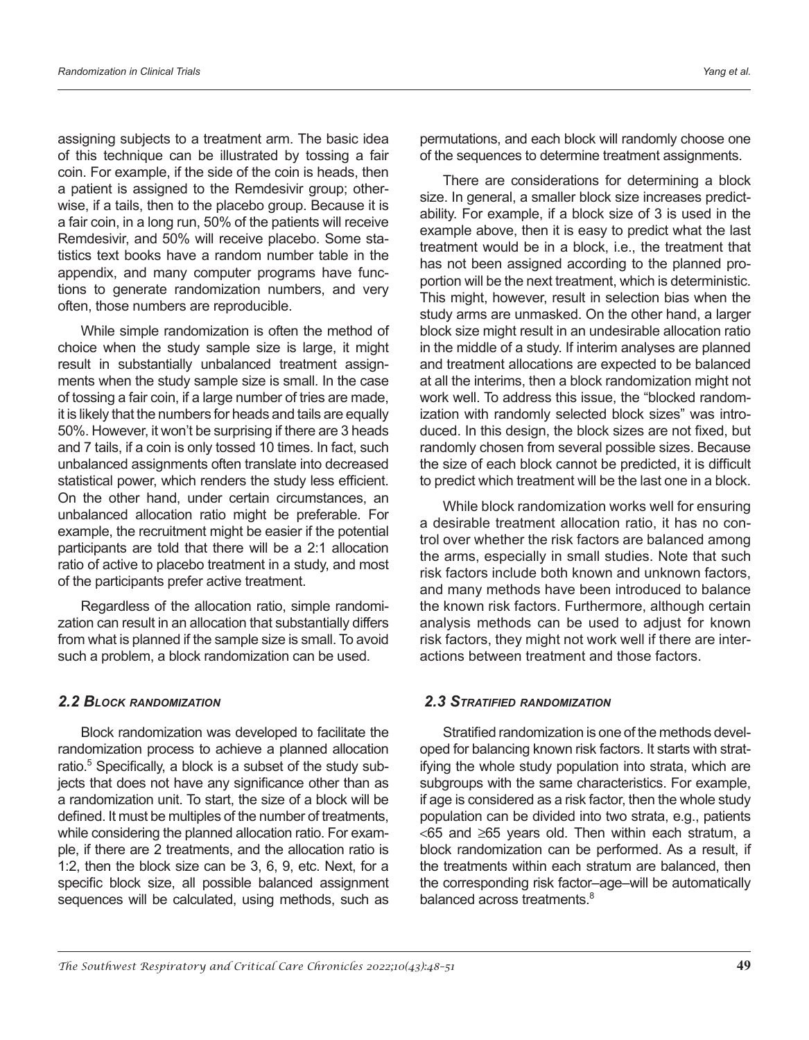assigning subjects to a treatment arm. The basic idea of this technique can be illustrated by tossing a fair coin. For example, if the side of the coin is heads, then a patient is assigned to the Remdesivir group; otherwise, if a tails, then to the placebo group. Because it is a fair coin, in a long run, 50% of the patients will receive Remdesivir, and 50% will receive placebo. Some statistics text books have a random number table in the appendix, and many computer programs have functions to generate randomization numbers, and very often, those numbers are reproducible.

While simple randomization is often the method of choice when the study sample size is large, it might result in substantially unbalanced treatment assignments when the study sample size is small. In the case of tossing a fair coin, if a large number of tries are made, it is likely that the numbers for heads and tails are equally 50%. However, it won't be surprising if there are 3 heads and 7 tails, if a coin is only tossed 10 times. In fact, such unbalanced assignments often translate into decreased statistical power, which renders the study less efficient. On the other hand, under certain circumstances, an unbalanced allocation ratio might be preferable. For example, the recruitment might be easier if the potential participants are told that there will be a 2:1 allocation ratio of active to placebo treatment in a study, and most of the participants prefer active treatment.

Regardless of the allocation ratio, simple randomization can result in an allocation that substantially differs from what is planned if the sample size is small. To avoid such a problem, a block randomization can be used.

### *2.2 Block randomization*

Block randomization was developed to facilitate the randomization process to achieve a planned allocation ratio.[5] Specifically, a block is a subset of the study subjects that does not have any significance other than as a randomization unit. To start, the size of a block will be defined. It must be multiples of the number of treatments, while considering the planned allocation ratio. For example, if there are 2 treatments, and the allocation ratio is 1:2, then the block size can be 3, 6, 9, etc. Next, for a specific block size, all possible balanced assignment sequences will be calculated, using methods, such as permutations, and each block will randomly choose one of the sequences to determine treatment assignments.

There are considerations for determining a block size. In general, a smaller block size increases predictability. For example, if a block size of 3 is used in the example above, then it is easy to predict what the last treatment would be in a block, i.e., the treatment that has not been assigned according to the planned proportion will be the next treatment, which is deterministic. This might, however, result in selection bias when the study arms are unmasked. On the other hand, a larger block size might result in an undesirable allocation ratio in the middle of a study. If interim analyses are planned and treatment allocations are expected to be balanced at all the interims, then a block randomization might not work well. To address this issue, the "blocked randomization with randomly selected block sizes" was introduced. In this design, the block sizes are not fixed, but randomly chosen from several possible sizes. Because the size of each block cannot be predicted, it is difficult to predict which treatment will be the last one in a block.

While block randomization works well for ensuring a desirable treatment allocation ratio, it has no control over whether the risk factors are balanced among the arms, especially in small studies. Note that such risk factors include both known and unknown factors, and many methods have been introduced to balance the known risk factors. Furthermore, although certain analysis methods can be used to adjust for known risk factors, they might not work well if there are interactions between treatment and those factors.

### *2.3 Stratified randomization*

Stratified randomization is one of the methods developed for balancing known risk factors. It starts with stratifying the whole study population into strata, which are subgroups with the same characteristics. For example, if age is considered as a risk factor, then the whole study population can be divided into two strata, e.g., patients <65 and ≥65 years old. Then within each stratum, a block randomization can be performed. As a result, if the treatments within each stratum are balanced, then the corresponding risk factor–age–will be automatically balanced across treatments.[8]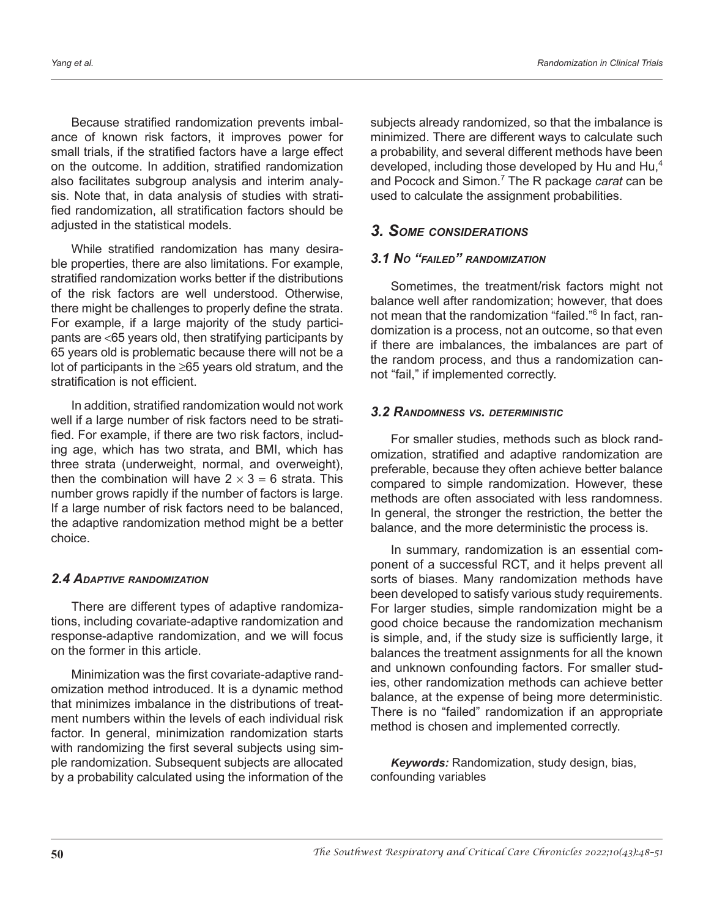Because stratified randomization prevents imbalance of known risk factors, it improves power for small trials, if the stratified factors have a large effect on the outcome. In addition, stratified randomization also facilitates subgroup analysis and interim analysis. Note that, in data analysis of studies with stratified randomization, all stratification factors should be adjusted in the statistical models.

While stratified randomization has many desirable properties, there are also limitations. For example, stratified randomization works better if the distributions of the risk factors are well understood. Otherwise, there might be challenges to properly define the strata. For example, if a large majority of the study participants are <65 years old, then stratifying participants by 65 years old is problematic because there will not be a lot of participants in the ≥65 years old stratum, and the stratification is not efficient.

In addition, stratified randomization would not work well if a large number of risk factors need to be stratified. For example, if there are two risk factors, including age, which has two strata, and BMI, which has three strata (underweight, normal, and overweight), then the combination will have $2 \times 3 = 6$ strata. This number grows rapidly if the number of factors is large. If a large number of risk factors need to be balanced, the adaptive randomization method might be a better choice.

### *2.4 Adaptive randomization*

There are different types of adaptive randomizations, including covariate-adaptive randomization and response-adaptive randomization, and we will focus on the former in this article.

Minimization was the first covariate-adaptive randomization method introduced. It is a dynamic method that minimizes imbalance in the distributions of treatment numbers within the levels of each individual risk factor. In general, minimization randomization starts with randomizing the first several subjects using simple randomization. Subsequent subjects are allocated by a probability calculated using the information of the subjects already randomized, so that the imbalance is minimized. There are different ways to calculate such a probability, and several different methods have been developed, including those developed by Hu and Hu,[4] and Pocock and Simon.[7] The R package *carat* can be used to calculate the assignment probabilities.

## *3. Some considerations*

### *3.1 No "failed" randomization*

Sometimes, the treatment/risk factors might not balance well after randomization; however, that does not mean that the randomization "failed."[6] In fact, randomization is a process, not an outcome, so that even if there are imbalances, the imbalances are part of the random process, and thus a randomization cannot "fail," if implemented correctly.

### *3.2 Randomness vs. deterministic*

For smaller studies, methods such as block randomization, stratified and adaptive randomization are preferable, because they often achieve better balance compared to simple randomization. However, these methods are often associated with less randomness. In general, the stronger the restriction, the better the balance, and the more deterministic the process is.

In summary, randomization is an essential component of a successful RCT, and it helps prevent all sorts of biases. Many randomization methods have been developed to satisfy various study requirements. For larger studies, simple randomization might be a good choice because the randomization mechanism is simple, and, if the study size is sufficiently large, it balances the treatment assignments for all the known and unknown confounding factors. For smaller studies, other randomization methods can achieve better balance, at the expense of being more deterministic. There is no "failed" randomization if an appropriate method is chosen and implemented correctly.

***Keywords:*** Randomization, study design, bias, confounding variables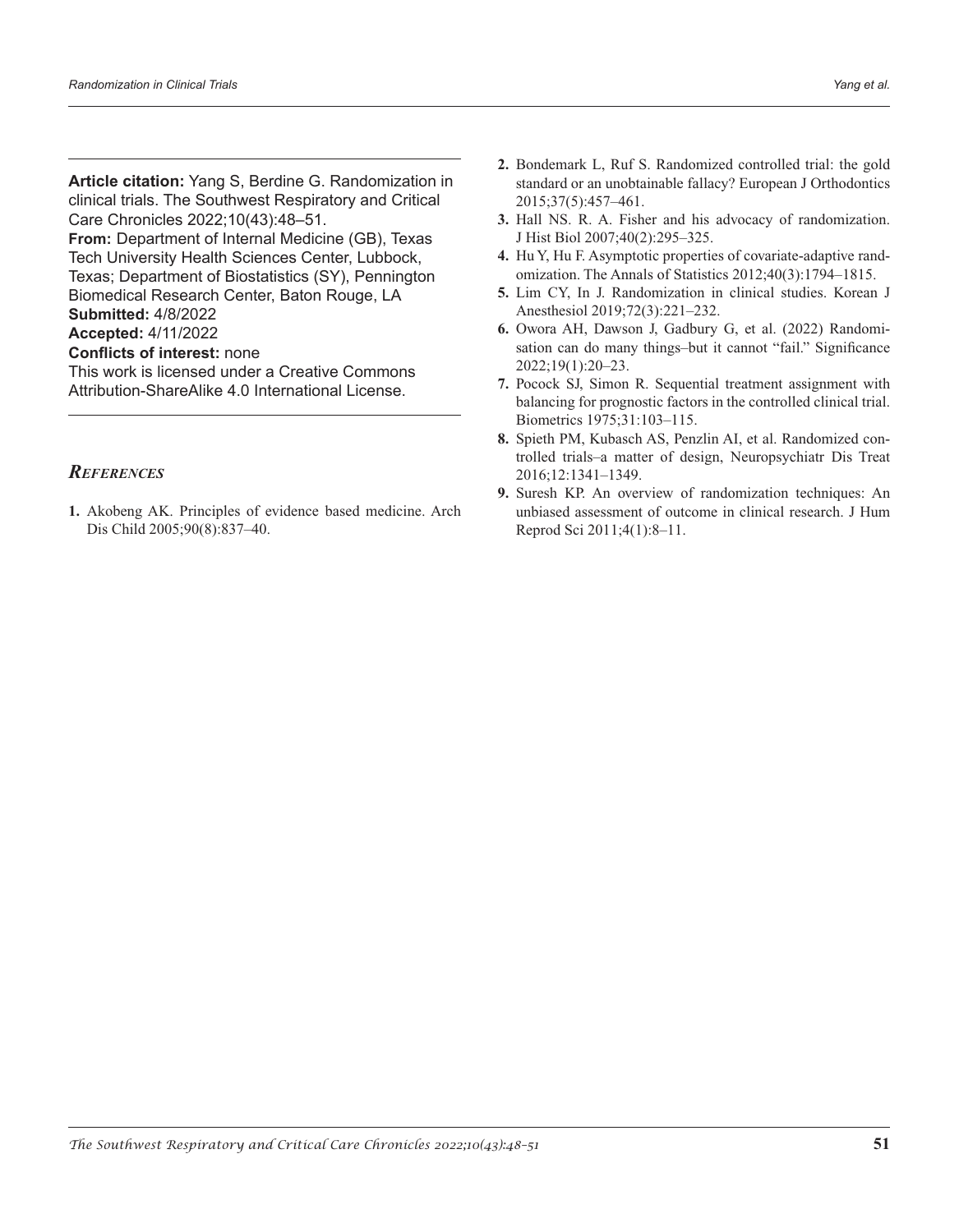**Article citation:** Yang S, Berdine G. Randomization in clinical trials. The Southwest Respiratory and Critical Care Chronicles 2022;10(43):48–51.
**From:** Department of Internal Medicine (GB), Texas Tech University Health Sciences Center, Lubbock, Texas; Department of Biostatistics (SY), Pennington Biomedical Research Center, Baton Rouge, LA
**Submitted:** 4/8/2022
**Accepted:** 4/11/2022
**Conflicts of interest:** none
This work is licensed under a Creative Commons Attribution-ShareAlike 4.0 International License.

## *References*

1. Akobeng AK. Principles of evidence based medicine. Arch Dis Child 2005;90(8):837–40.
2. Bondemark L, Ruf S. Randomized controlled trial: the gold standard or an unobtainable fallacy? European J Orthodontics 2015;37(5):457–461.
3. Hall NS. R. A. Fisher and his advocacy of randomization. J Hist Biol 2007;40(2):295–325.
4. Hu Y, Hu F. Asymptotic properties of covariate-adaptive randomization. The Annals of Statistics 2012;40(3):1794–1815.
5. Lim CY, In J. Randomization in clinical studies. Korean J Anesthesiol 2019;72(3):221–232.
6. Owora AH, Dawson J, Gadbury G, et al. (2022) Randomisation can do many things–but it cannot "fail." Significance 2022;19(1):20–23.
7. Pocock SJ, Simon R. Sequential treatment assignment with balancing for prognostic factors in the controlled clinical trial. Biometrics 1975;31:103–115.
8. Spieth PM, Kubasch AS, Penzlin AI, et al. Randomized controlled trials–a matter of design, Neuropsychiatr Dis Treat 2016;12:1341–1349.
9. Suresh KP. An overview of randomization techniques: An unbiased assessment of outcome in clinical research. J Hum Reprod Sci 2011;4(1):8–11.